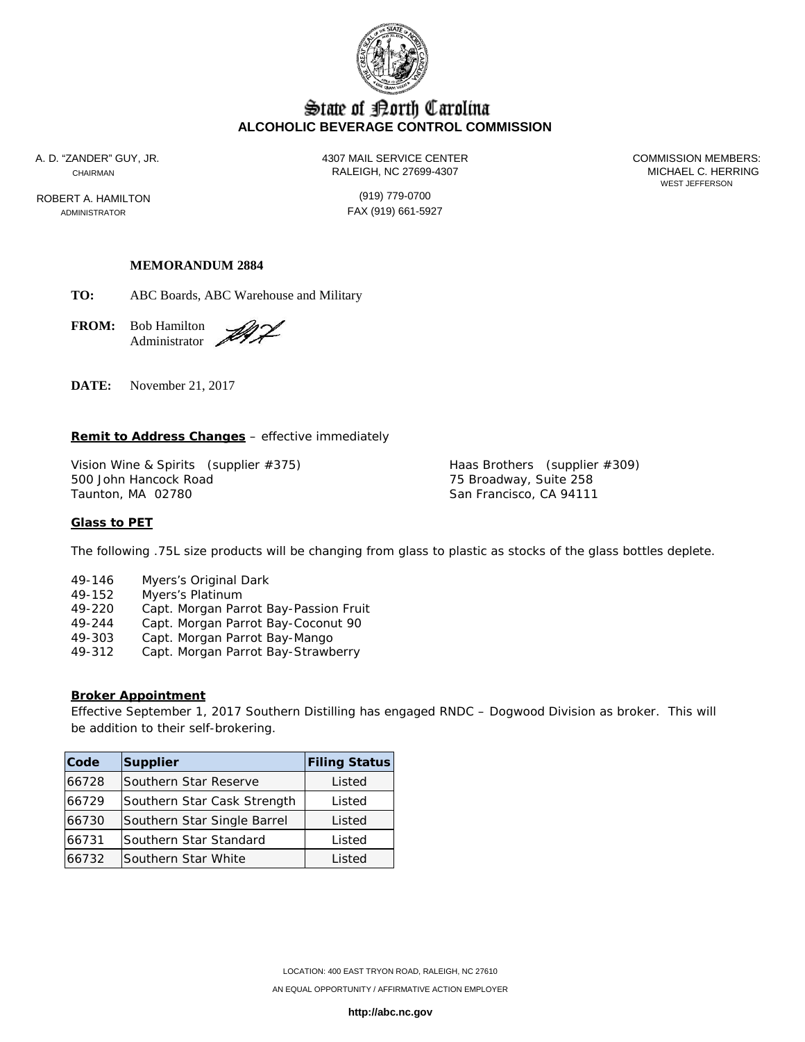# State of North Carolina
## ALCOHOLIC BEVERAGE CONTROL COMMISSION

A. D. "ZANDER" GUY, JR.
CHAIRMAN

ROBERT A. HAMILTON
ADMINISTRATOR

4307 MAIL SERVICE CENTER
RALEIGH, NC 27699-4307

(919) 779-0700
FAX (919) 661-5927

COMMISSION MEMBERS:
MICHAEL C. HERRING
WEST JEFFERSON

**MEMORANDUM 2884**

**TO:** ABC Boards, ABC Warehouse and Military

**FROM:** Bob Hamilton
Administrator

**DATE:** November 21, 2017

**Remit to Address Changes** – effective immediately

Vision Wine & Spirits (supplier #375)
500 John Hancock Road
Taunton, MA 02780

Haas Brothers (supplier #309)
75 Broadway, Suite 258
San Francisco, CA 94111

**Glass to PET**

The following .75L size products will be changing from glass to plastic as stocks of the glass bottles deplete.

- 49-146 Myers's Original Dark
- 49-152 Myers's Platinum
- 49-220 Capt. Morgan Parrot Bay-Passion Fruit
- 49-244 Capt. Morgan Parrot Bay-Coconut 90
- 49-303 Capt. Morgan Parrot Bay-Mango
- 49-312 Capt. Morgan Parrot Bay-Strawberry

**Broker Appointment**

Effective September 1, 2017 Southern Distilling has engaged RNDC – Dogwood Division as broker. This will be addition to their self-brokering.

| Code | Supplier | Filing Status |
|---|---|---|
| 66728 | Southern Star Reserve | Listed |
| 66729 | Southern Star Cask Strength | Listed |
| 66730 | Southern Star Single Barrel | Listed |
| 66731 | Southern Star Standard | Listed |
| 66732 | Southern Star White | Listed |

LOCATION: 400 EAST TRYON ROAD, RALEIGH, NC 27610

AN EQUAL OPPORTUNITY / AFFIRMATIVE ACTION EMPLOYER

http://abc.nc.gov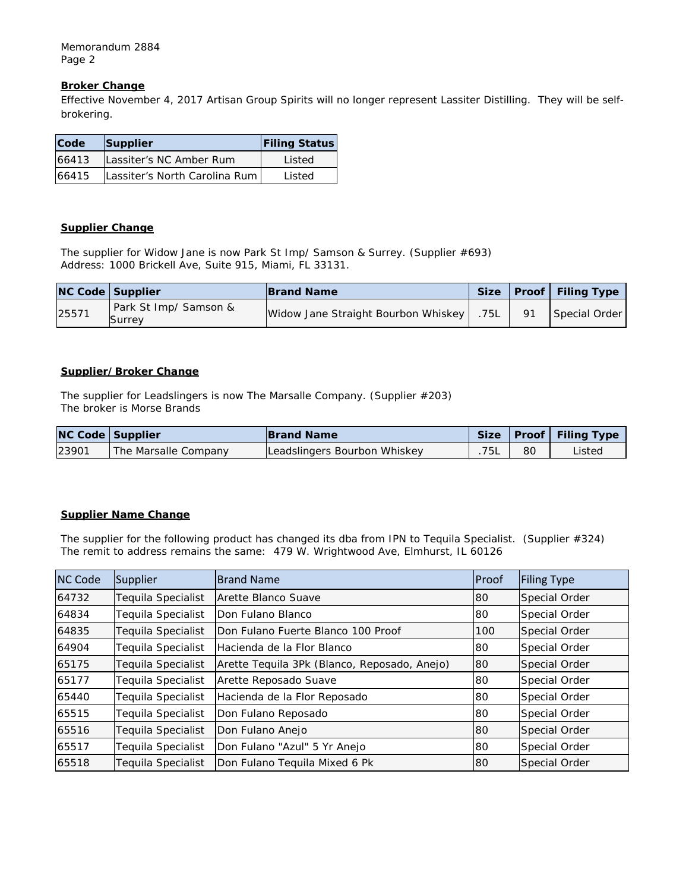### Broker Change

Effective November 4, 2017 Artisan Group Spirits will no longer represent Lassiter Distilling. They will be self-brokering.

| Code | Supplier | Filing Status |
| --- | --- | --- |
| 66413 | Lassiter's NC Amber Rum | Listed |
| 66415 | Lassiter's North Carolina Rum | Listed |

### Supplier Change

The supplier for Widow Jane is now Park St Imp/ Samson & Surrey. (Supplier #693)
Address: 1000 Brickell Ave, Suite 915, Miami, FL 33131.

| NC Code | Supplier | Brand Name | Size | Proof | Filing Type |
| --- | --- | --- | --- | --- | --- |
| 25571 | Park St Imp/ Samson & Surrey | Widow Jane Straight Bourbon Whiskey | .75L | 91 | Special Order |

### Supplier/ Broker Change

The supplier for Leadslingers is now The Marsalle Company. (Supplier #203)
The broker is Morse Brands

| NC Code | Supplier | Brand Name | Size | Proof | Filing Type |
| --- | --- | --- | --- | --- | --- |
| 23901 | The Marsalle Company | Leadslingers Bourbon Whiskey | .75L | 80 | Listed |

### Supplier Name Change

The supplier for the following product has changed its dba from IPN to Tequila Specialist. (Supplier #324)
The remit to address remains the same: 479 W. Wrightwood Ave, Elmhurst, IL 60126

| NC Code | Supplier | Brand Name | Proof | Filing Type |
| --- | --- | --- | --- | --- |
| 64732 | Tequila Specialist | Arette Blanco Suave | 80 | Special Order |
| 64834 | Tequila Specialist | Don Fulano Blanco | 80 | Special Order |
| 64835 | Tequila Specialist | Don Fulano Fuerte Blanco 100 Proof | 100 | Special Order |
| 64904 | Tequila Specialist | Hacienda de la Flor Blanco | 80 | Special Order |
| 65175 | Tequila Specialist | Arette Tequila 3Pk (Blanco, Reposado, Anejo) | 80 | Special Order |
| 65177 | Tequila Specialist | Arette Reposado Suave | 80 | Special Order |
| 65440 | Tequila Specialist | Hacienda de la Flor Reposado | 80 | Special Order |
| 65515 | Tequila Specialist | Don Fulano Reposado | 80 | Special Order |
| 65516 | Tequila Specialist | Don Fulano Anejo | 80 | Special Order |
| 65517 | Tequila Specialist | Don Fulano "Azul" 5 Yr Anejo | 80 | Special Order |
| 65518 | Tequila Specialist | Don Fulano Tequila Mixed 6 Pk | 80 | Special Order |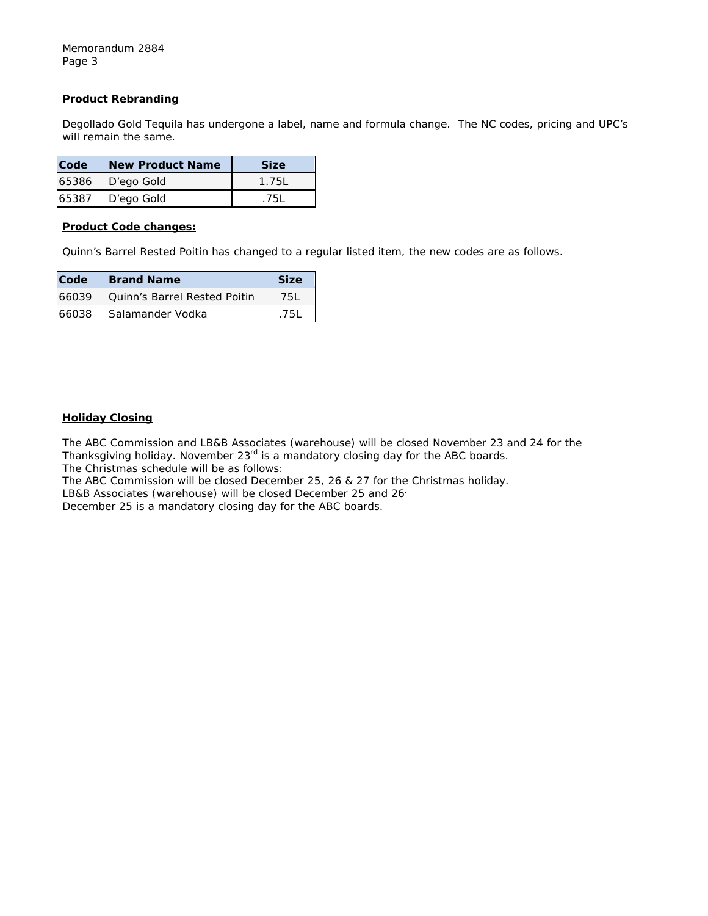### Product Rebranding

Degollado Gold Tequila has undergone a label, name and formula change. The NC codes, pricing and UPC's will remain the same.

| Code | New Product Name | Size |
|---|---|---|
| 65386 | D'ego Gold | 1.75L |
| 65387 | D'ego Gold | .75L |

### Product Code changes:

Quinn's Barrel Rested Poitin has changed to a regular listed item, the new codes are as follows.

| Code | Brand Name | Size |
|---|---|---|
| 66039 | Quinn's Barrel Rested Poitin | 75L |
| 66038 | Salamander Vodka | .75L |

### Holiday Closing

The ABC Commission and LB&B Associates (warehouse) will be closed November 23 and 24 for the Thanksgiving holiday. November 23rd is a mandatory closing day for the ABC boards.
The Christmas schedule will be as follows:
The ABC Commission will be closed December 25, 26 & 27 for the Christmas holiday.
LB&B Associates (warehouse) will be closed December 25 and 26.
December 25 is a mandatory closing day for the ABC boards.